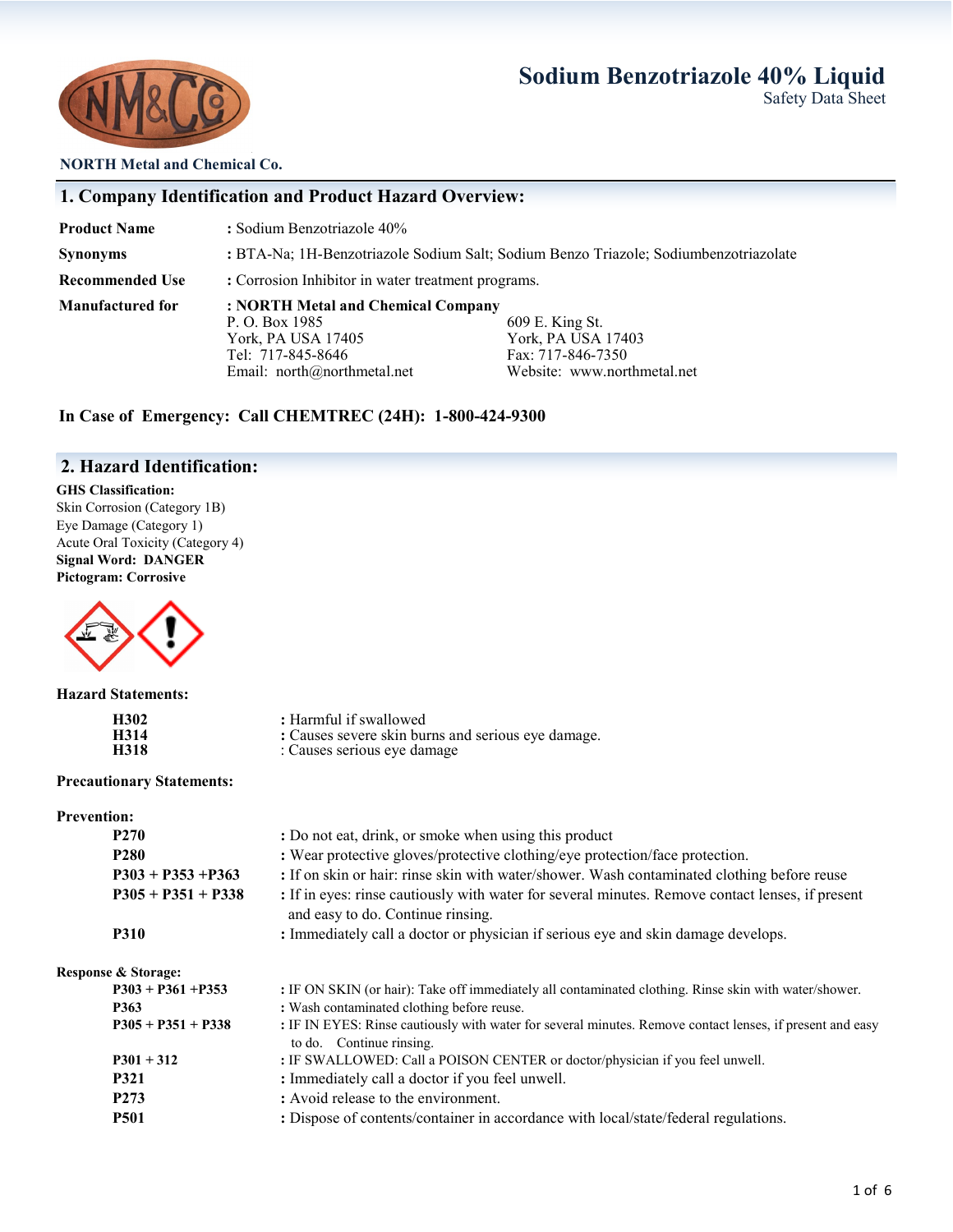# Sodium Benzotriazole 40% Liquid

Safety Data Sheet

**NORTH Metal and Chemical Co.**

## 1. Company Identification and Product Hazard Overview:

| | |
|---|---|
| **Product Name** | : Sodium Benzotriazole 40% |
| **Synonyms** | : BTA-Na; 1H-Benzotriazole Sodium Salt; Sodium Benzo Triazole; Sodiumbenzotriazolate |
| **Recommended Use** | : Corrosion Inhibitor in water treatment programs. |
| **Manufactured for** | : **NORTH Metal and Chemical Company** |

P. O. Box 1985
York, PA USA 17405
Tel: 717-845-8646
Email: north@northmetal.net

609 E. King St.
York, PA USA 17403
Fax: 717-846-7350
Website: www.northmetal.net

**In Case of Emergency: Call CHEMTREC (24H): 1-800-424-9300**

## 2. Hazard Identification:

**GHS Classification:**
Skin Corrosion (Category 1B)
Eye Damage (Category 1)
Acute Oral Toxicity (Category 4)
**Signal Word: DANGER**
**Pictogram: Corrosive**

**Hazard Statements:**

| | |
|---|---|
| **H302** | : Harmful if swallowed |
| **H314** | : Causes severe skin burns and serious eye damage. |
| **H318** | : Causes serious eye damage |

**Precautionary Statements:**

**Prevention:**

| | |
|---|---|
| **P270** | : Do not eat, drink, or smoke when using this product |
| **P280** | : Wear protective gloves/protective clothing/eye protection/face protection. |
| **P303 + P353 +P363** | : If on skin or hair: rinse skin with water/shower. Wash contaminated clothing before reuse |
| **P305 + P351 + P338** | : If in eyes: rinse cautiously with water for several minutes. Remove contact lenses, if present and easy to do. Continue rinsing. |
| **P310** | : Immediately call a doctor or physician if serious eye and skin damage develops. |

**Response & Storage:**

| | |
|---|---|
| **P303 + P361 +P353** | : IF ON SKIN (or hair): Take off immediately all contaminated clothing. Rinse skin with water/shower. |
| **P363** | : Wash contaminated clothing before reuse. |
| **P305 + P351 + P338** | : IF IN EYES: Rinse cautiously with water for several minutes. Remove contact lenses, if present and easy to do. Continue rinsing. |
| **P301 + 312** | : IF SWALLOWED: Call a POISON CENTER or doctor/physician if you feel unwell. |
| **P321** | : Immediately call a doctor if you feel unwell. |
| **P273** | : Avoid release to the environment. |
| **P501** | : Dispose of contents/container in accordance with local/state/federal regulations. |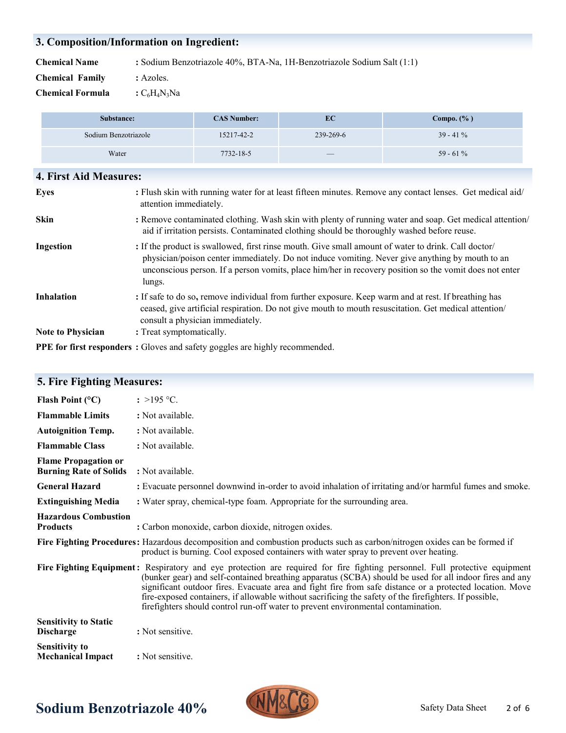## 3. Composition/Information on Ingredient:

**Chemical Name** : Sodium Benzotriazole 40%, BTA-Na, 1H-Benzotriazole Sodium Salt (1:1)

**Chemical Family** : Azoles.

**Chemical Formula** : $C_6H_4N_3Na$

| Substance: | CAS Number: | EC | Compo. (%) |
|---|---|---|---|
| Sodium Benzotriazole | 15217-42-2 | 239-269-6 | 39 - 41 % |
| Water | 7732-18-5 | — | 59 - 61 % |

## 4. First Aid Measures:

**Eyes** : Flush skin with running water for at least fifteen minutes. Remove any contact lenses. Get medical aid/ attention immediately.

**Skin** : Remove contaminated clothing. Wash skin with plenty of running water and soap. Get medical attention/ aid if irritation persists. Contaminated clothing should be thoroughly washed before reuse.

**Ingestion** : If the product is swallowed, first rinse mouth. Give small amount of water to drink. Call doctor/ physician/poison center immediately. Do not induce vomiting. Never give anything by mouth to an unconscious person. If a person vomits, place him/her in recovery position so the vomit does not enter lungs.

**Inhalation** : If safe to do so, remove individual from further exposure. Keep warm and at rest. If breathing has ceased, give artificial respiration. Do not give mouth to mouth resuscitation. Get medical attention/ consult a physician immediately.

**Note to Physician** : Treat symptomatically.

**PPE for first responders** : Gloves and safety goggles are highly recommended.

## 5. Fire Fighting Measures:

**Flash Point (°C)** : >195 °C.

**Flammable Limits** : Not available.

**Autoignition Temp.** : Not available.

**Flammable Class** : Not available.

**Flame Propagation or Burning Rate of Solids** : Not available.

**General Hazard** : Evacuate personnel downwind in-order to avoid inhalation of irritating and/or harmful fumes and smoke.

**Extinguishing Media** : Water spray, chemical-type foam. Appropriate for the surrounding area.

**Hazardous Combustion Products** : Carbon monoxide, carbon dioxide, nitrogen oxides.

**Fire Fighting Procedures**: Hazardous decomposition and combustion products such as carbon/nitrogen oxides can be formed if product is burning. Cool exposed containers with water spray to prevent over heating.

**Fire Fighting Equipment** : Respiratory and eye protection are required for fire fighting personnel. Full protective equipment (bunker gear) and self-contained breathing apparatus (SCBA) should be used for all indoor fires and any significant outdoor fires. Evacuate area and fight fire from safe distance or a protected location. Move fire-exposed containers, if allowable without sacrificing the safety of the firefighters. If possible, firefighters should control run-off water to prevent environmental contamination.

**Sensitivity to Static Discharge** : Not sensitive.

**Sensitivity to Mechanical Impact** : Not sensitive.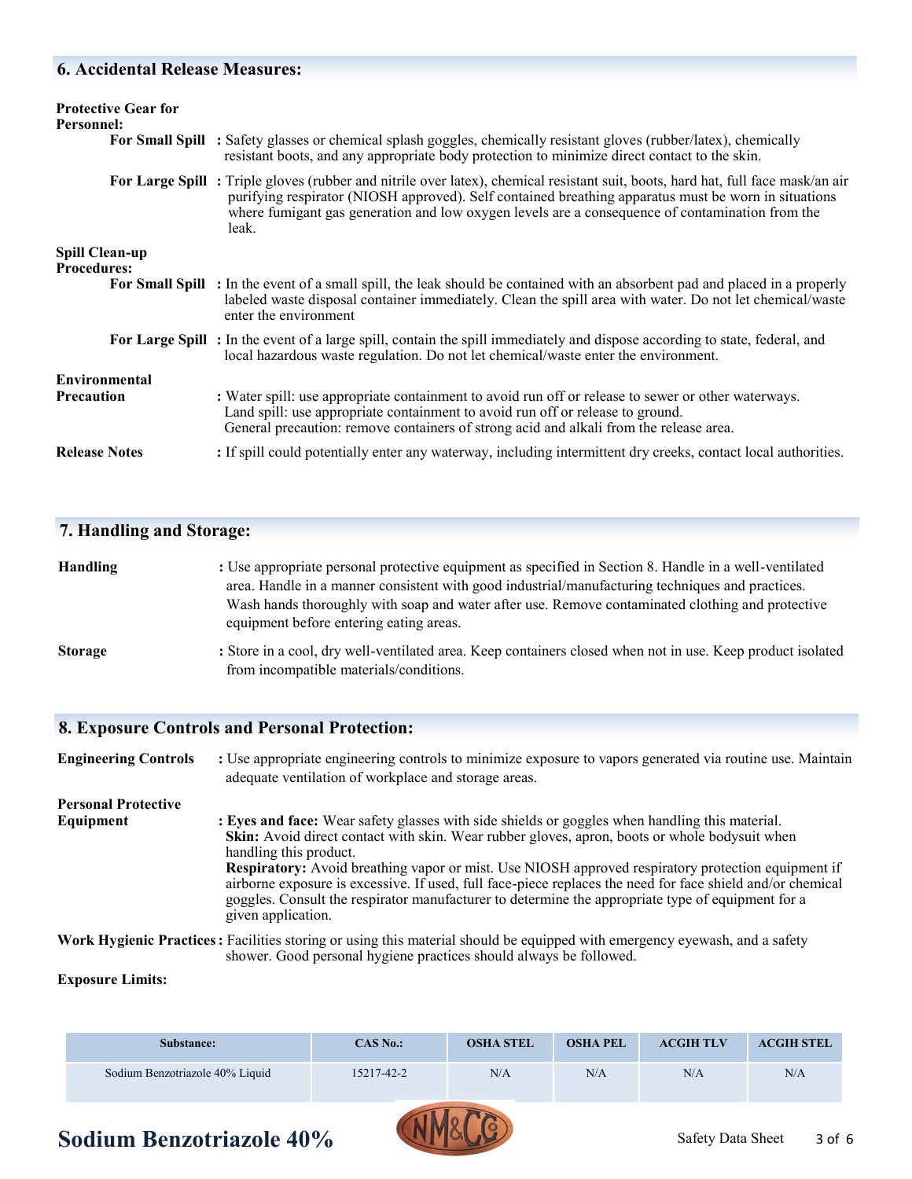## 6. Accidental Release Measures:

**Protective Gear for Personnel:**

**For Small Spill** : Safety glasses or chemical splash goggles, chemically resistant gloves (rubber/latex), chemically resistant boots, and any appropriate body protection to minimize direct contact to the skin.

**For Large Spill** : Triple gloves (rubber and nitrile over latex), chemical resistant suit, boots, hard hat, full face mask/an air purifying respirator (NIOSH approved). Self contained breathing apparatus must be worn in situations where fumigant gas generation and low oxygen levels are a consequence of contamination from the leak.

**Spill Clean-up Procedures:**

**For Small Spill** : In the event of a small spill, the leak should be contained with an absorbent pad and placed in a properly labeled waste disposal container immediately. Clean the spill area with water. Do not let chemical/waste enter the environment

**For Large Spill** : In the event of a large spill, contain the spill immediately and dispose according to state, federal, and local hazardous waste regulation. Do not let chemical/waste enter the environment.

**Environmental Precaution** : Water spill: use appropriate containment to avoid run off or release to sewer or other waterways.
Land spill: use appropriate containment to avoid run off or release to ground.
General precaution: remove containers of strong acid and alkali from the release area.

**Release Notes** : If spill could potentially enter any waterway, including intermittent dry creeks, contact local authorities.

## 7. Handling and Storage:

**Handling** : Use appropriate personal protective equipment as specified in Section 8. Handle in a well-ventilated area. Handle in a manner consistent with good industrial/manufacturing techniques and practices. Wash hands thoroughly with soap and water after use. Remove contaminated clothing and protective equipment before entering eating areas.

**Storage** : Store in a cool, dry well-ventilated area. Keep containers closed when not in use. Keep product isolated from incompatible materials/conditions.

## 8. Exposure Controls and Personal Protection:

**Engineering Controls** : Use appropriate engineering controls to minimize exposure to vapors generated via routine use. Maintain adequate ventilation of workplace and storage areas.

**Personal Protective Equipment** : **Eyes and face:** Wear safety glasses with side shields or goggles when handling this material.
**Skin:** Avoid direct contact with skin. Wear rubber gloves, apron, boots or whole bodysuit when handling this product.
**Respiratory:** Avoid breathing vapor or mist. Use NIOSH approved respiratory protection equipment if airborne exposure is excessive. If used, full face-piece replaces the need for face shield and/or chemical goggles. Consult the respirator manufacturer to determine the appropriate type of equipment for a given application.

**Work Hygienic Practices** : Facilities storing or using this material should be equipped with emergency eyewash, and a safety shower. Good personal hygiene practices should always be followed.

**Exposure Limits:**

| Substance: | CAS No.: | OSHA STEL | OSHA PEL | ACGIH TLV | ACGIH STEL |
|---|---|---|---|---|---|
| Sodium Benzotriazole 40% Liquid | 15217-42-2 | N/A | N/A | N/A | N/A |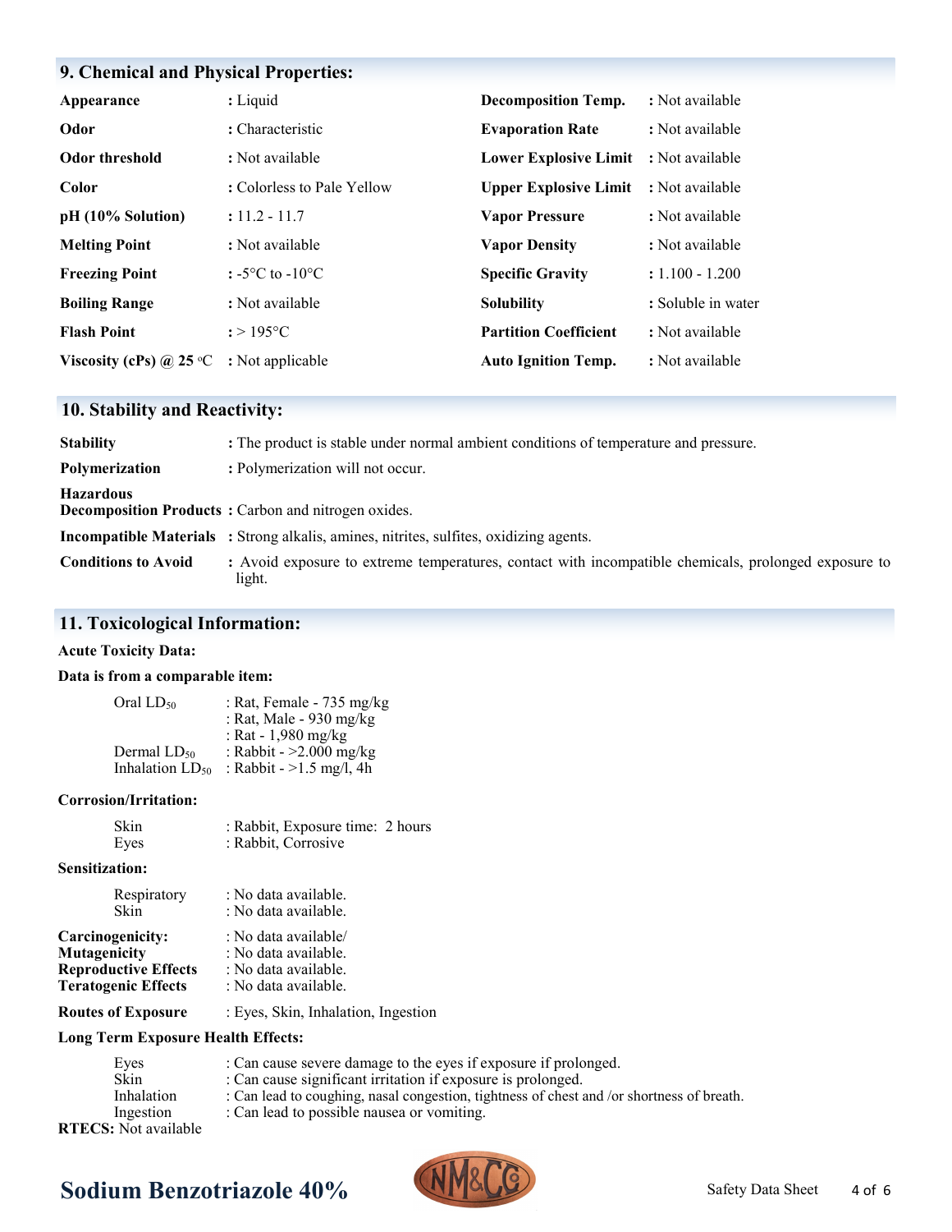## 9. Chemical and Physical Properties:

| | | | |
|---|---|---|---|
| **Appearance** | : Liquid | **Decomposition Temp.** | : Not available |
| **Odor** | : Characteristic | **Evaporation Rate** | : Not available |
| **Odor threshold** | : Not available | **Lower Explosive Limit** | : Not available |
| **Color** | : Colorless to Pale Yellow | **Upper Explosive Limit** | : Not available |
| **pH (10% Solution)** | : 11.2 - 11.7 | **Vapor Pressure** | : Not available |
| **Melting Point** | : Not available | **Vapor Density** | : Not available |
| **Freezing Point** | : -5°C to -10°C | **Specific Gravity** | : 1.100 - 1.200 |
| **Boiling Range** | : Not available | **Solubility** | : Soluble in water |
| **Flash Point** | : > 195°C | **Partition Coefficient** | : Not available |
| **Viscosity (cPs) @ 25 °C** | : Not applicable | **Auto Ignition Temp.** | : Not available |

## 10. Stability and Reactivity:

**Stability** : The product is stable under normal ambient conditions of temperature and pressure.

**Polymerization** : Polymerization will not occur.

**Hazardous Decomposition Products** : Carbon and nitrogen oxides.

**Incompatible Materials** : Strong alkalis, amines, nitrites, sulfites, oxidizing agents.

**Conditions to Avoid** : Avoid exposure to extreme temperatures, contact with incompatible chemicals, prolonged exposure to light.

## 11. Toxicological Information:

**Acute Toxicity Data:**

**Data is from a comparable item:**

Oral $LD_{50}$ : Rat, Female - 735 mg/kg
: Rat, Male - 930 mg/kg
: Rat - 1,980 mg/kg
Dermal $LD_{50}$ : Rabbit - >2.000 mg/kg
Inhalation $LD_{50}$ : Rabbit - >1.5 mg/l, 4h

**Corrosion/Irritation:**

Skin : Rabbit, Exposure time: 2 hours
Eyes : Rabbit, Corrosive

**Sensitization:**

Respiratory : No data available.
Skin : No data available.

**Carcinogenicity:** : No data available/
**Mutagenicity** : No data available.
**Reproductive Effects** : No data available.
**Teratogenic Effects** : No data available.

**Routes of Exposure** : Eyes, Skin, Inhalation, Ingestion

**Long Term Exposure Health Effects:**

Eyes : Can cause severe damage to the eyes if exposure if prolonged.
Skin : Can cause significant irritation if exposure is prolonged.
Inhalation : Can lead to coughing, nasal congestion, tightness of chest and /or shortness of breath.
Ingestion : Can lead to possible nausea or vomiting.

**RTECS:** Not available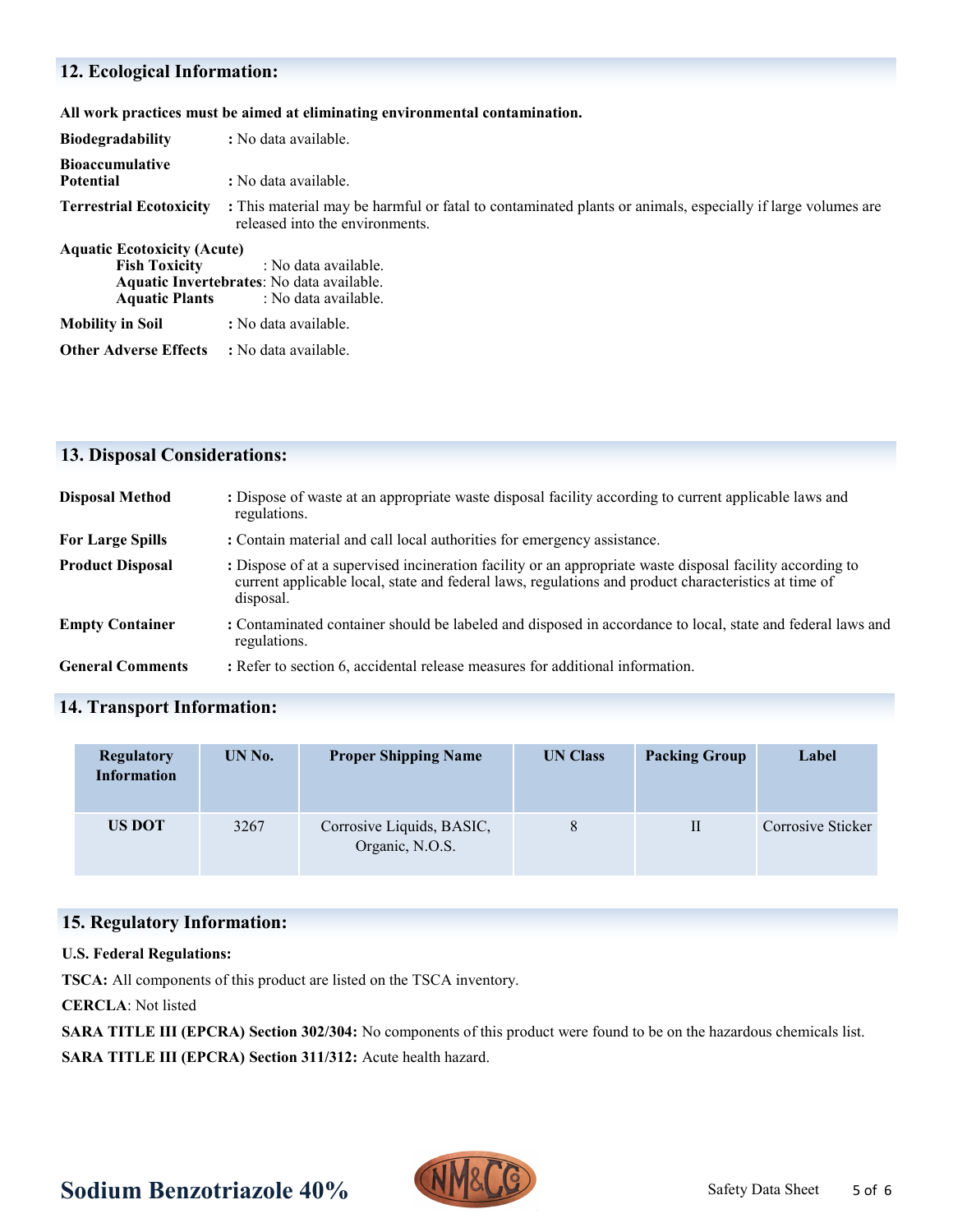## 12. Ecological Information:

**All work practices must be aimed at eliminating environmental contamination.**

**Biodegradability** : No data available.

**Bioaccumulative Potential** : No data available.

**Terrestrial Ecotoxicity** : This material may be harmful or fatal to contaminated plants or animals, especially if large volumes are released into the environments.

**Aquatic Ecotoxicity (Acute)**

- **Fish Toxicity** : No data available.
- **Aquatic Invertebrates**: No data available.
- **Aquatic Plants** : No data available.

**Mobility in Soil** : No data available.

**Other Adverse Effects** : No data available.

## 13. Disposal Considerations:

**Disposal Method** : Dispose of waste at an appropriate waste disposal facility according to current applicable laws and regulations.

**For Large Spills** : Contain material and call local authorities for emergency assistance.

**Product Disposal** : Dispose of at a supervised incineration facility or an appropriate waste disposal facility according to current applicable local, state and federal laws, regulations and product characteristics at time of disposal.

**Empty Container** : Contaminated container should be labeled and disposed in accordance to local, state and federal laws and regulations.

**General Comments** : Refer to section 6, accidental release measures for additional information.

## 14. Transport Information:

| Regulatory Information | UN No. | Proper Shipping Name | UN Class | Packing Group | Label |
|---|---|---|---|---|---|
| US DOT | 3267 | Corrosive Liquids, BASIC, Organic, N.O.S. | 8 | II | Corrosive Sticker |

## 15. Regulatory Information:

**U.S. Federal Regulations:**

**TSCA:** All components of this product are listed on the TSCA inventory.

**CERCLA**: Not listed

**SARA TITLE III (EPCRA) Section 302/304:** No components of this product were found to be on the hazardous chemicals list.

**SARA TITLE III (EPCRA) Section 311/312:** Acute health hazard.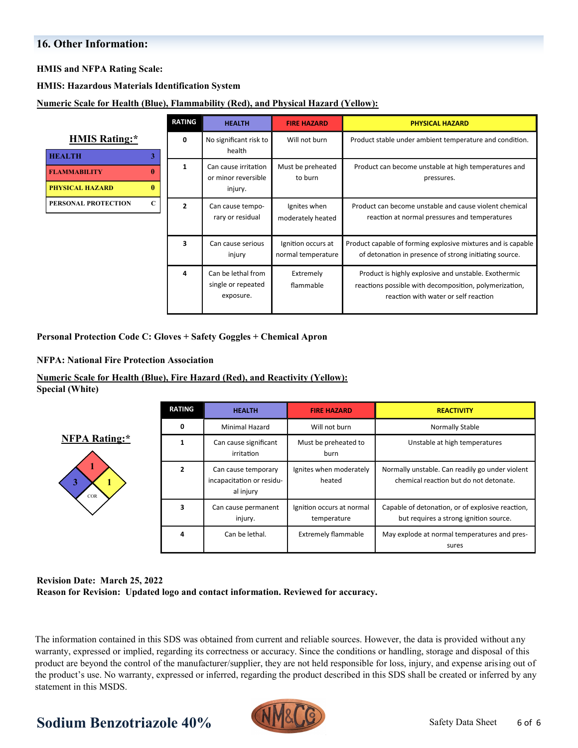## 16. Other Information:

**HMIS and NFPA Rating Scale:**

**HMIS: Hazardous Materials Identification System**

**Numeric Scale for Health (Blue), Flammability (Red), and Physical Hazard (Yellow):**

**HMIS Rating:***

| | |
|---|---|
| HEALTH | 3 |
| FLAMMABILITY | 0 |
| PHYSICAL HAZARD | 0 |
| PERSONAL PROTECTION | C |

| RATING | HEALTH | FIRE HAZARD | PHYSICAL HAZARD |
|---|---|---|---|
| 0 | No significant risk to health | Will not burn | Product stable under ambient temperature and condition. |
| 1 | Can cause irritation or minor reversible injury. | Must be preheated to burn | Product can become unstable at high temperatures and pressures. |
| 2 | Can cause temporary or residual | Ignites when moderately heated | Product can become unstable and cause violent chemical reaction at normal pressures and temperatures |
| 3 | Can cause serious injury | Ignition occurs at normal temperature | Product capable of forming explosive mixtures and is capable of detonation in presence of strong initiating source. |
| 4 | Can be lethal from single or repeated exposure. | Extremely flammable | Product is highly explosive and unstable. Exothermic reactions possible with decomposition, polymerization, reaction with water or self reaction |

**Personal Protection Code C: Gloves + Safety Goggles + Chemical Apron**

**NFPA: National Fire Protection Association**

**Numeric Scale for Health (Blue), Fire Hazard (Red), and Reactivity (Yellow):**
**Special (White)**

**NFPA Rating:***

Health: 3
Fire: 1
Reactivity: 1
Special: COR

| RATING | HEALTH | FIRE HAZARD | REACTIVITY |
|---|---|---|---|
| 0 | Minimal Hazard | Will not burn | Normally Stable |
| 1 | Can cause significant irritation | Must be preheated to burn | Unstable at high temperatures |
| 2 | Can cause temporary incapacitation or residual injury | Ignites when moderately heated | Normally unstable. Can readily go under violent chemical reaction but do not detonate. |
| 3 | Can cause permanent injury. | Ignition occurs at normal temperature | Capable of detonation, or of explosive reaction, but requires a strong ignition source. |
| 4 | Can be lethal. | Extremely flammable | May explode at normal temperatures and pressures |

**Revision Date: March 25, 2022**
**Reason for Revision: Updated logo and contact information. Reviewed for accuracy.**

The information contained in this SDS was obtained from current and reliable sources. However, the data is provided without any warranty, expressed or implied, regarding its correctness or accuracy. Since the conditions or handling, storage and disposal of this product are beyond the control of the manufacturer/supplier, they are not held responsible for loss, injury, and expense arising out of the product's use. No warranty, expressed or inferred, regarding the product described in this SDS shall be created or inferred by any statement in this MSDS.